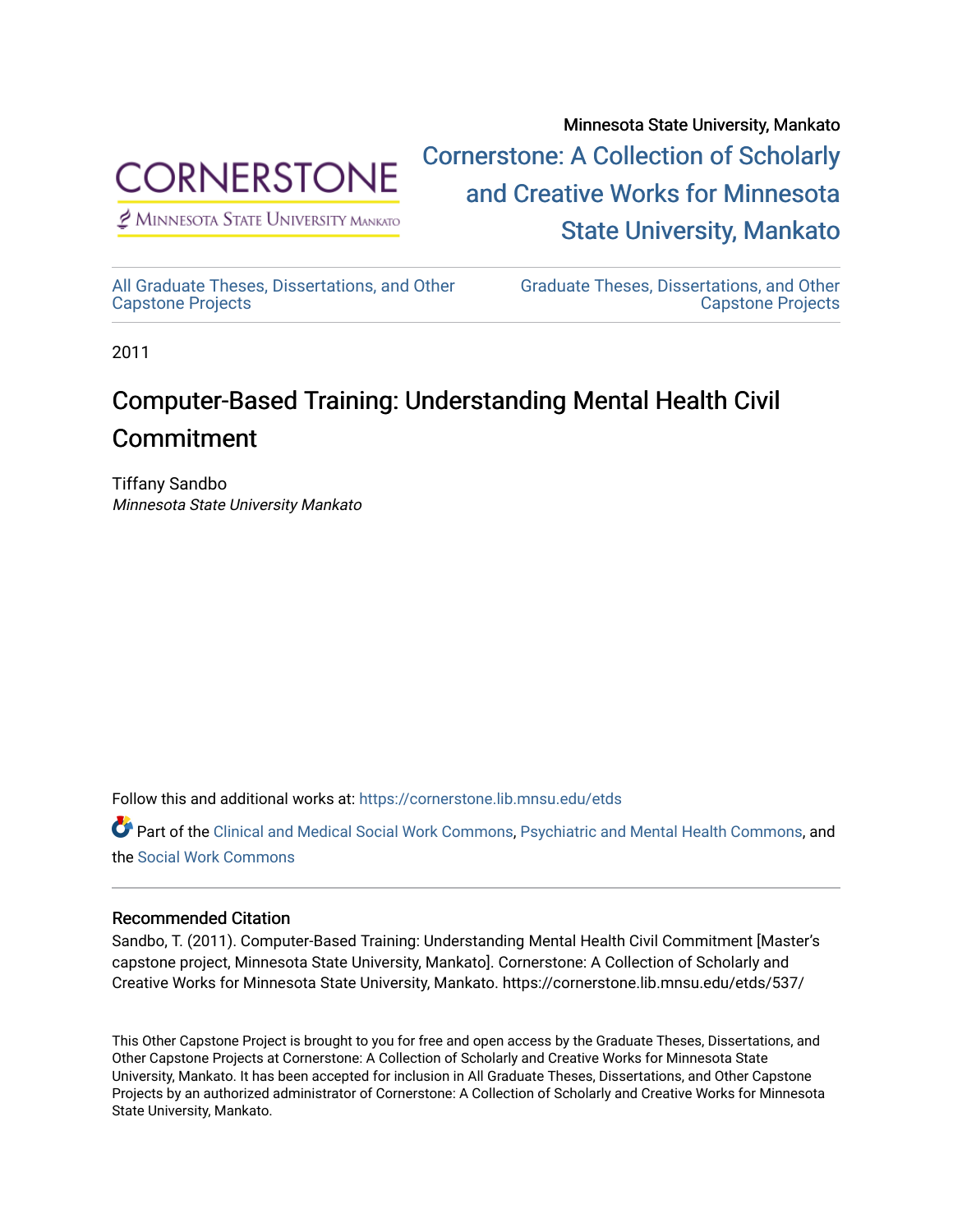Minnesota State University, Mankato

Cornerstone: A Collection of Scholarly and Creative Works for Minnesota State University, Mankato

All Graduate Theses, Dissertations, and Other Capstone Projects

Graduate Theses, Dissertations, and Other Capstone Projects

2011

# Computer-Based Training: Understanding Mental Health Civil Commitment

Tiffany Sandbo
*Minnesota State University Mankato*

Follow this and additional works at: https://cornerstone.lib.mnsu.edu/etds

Part of the Clinical and Medical Social Work Commons, Psychiatric and Mental Health Commons, and the Social Work Commons

### Recommended Citation

Sandbo, T. (2011). Computer-Based Training: Understanding Mental Health Civil Commitment [Master's capstone project, Minnesota State University, Mankato]. Cornerstone: A Collection of Scholarly and Creative Works for Minnesota State University, Mankato. https://cornerstone.lib.mnsu.edu/etds/537/

This Other Capstone Project is brought to you for free and open access by the Graduate Theses, Dissertations, and Other Capstone Projects at Cornerstone: A Collection of Scholarly and Creative Works for Minnesota State University, Mankato. It has been accepted for inclusion in All Graduate Theses, Dissertations, and Other Capstone Projects by an authorized administrator of Cornerstone: A Collection of Scholarly and Creative Works for Minnesota State University, Mankato.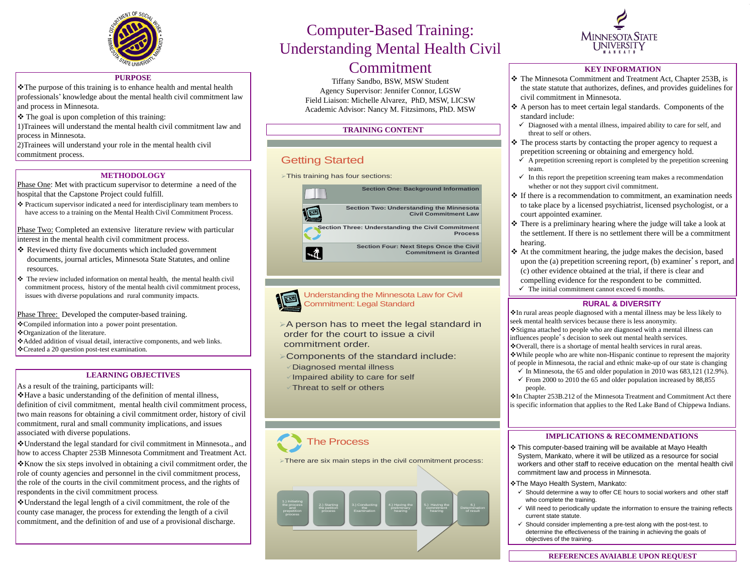# Computer-Based Training: Understanding Mental Health Civil Commitment

Tiffany Sandbo, BSW, MSW Student
Agency Supervisor: Jennifer Connor, LGSW
Field Liaison: Michelle Alvarez, PhD, MSW, LICSW
Academic Advisor: Nancy M. Fitzsimons, PhD. MSW

## PURPOSE

❖The purpose of this training is to enhance health and mental health professionals' knowledge about the mental health civil commitment law and process in Minnesota.

❖ The goal is upon completion of this training:

1)Trainees will understand the mental health civil commitment law and process in Minnesota.

2)Trainees will understand your role in the mental health civil commitment process.

## METHODOLOGY

Phase One: Met with practicum supervisor to determine a need of the hospital that the Capstone Project could fulfill.

- ❖ Practicum supervisor indicated a need for interdisciplinary team members to have access to a training on the Mental Health Civil Commitment Process.

Phase Two: Completed an extensive literature review with particular interest in the mental health civil commitment process.

- ❖ Reviewed thirty five documents which included government documents, journal articles, Minnesota State Statutes, and online resources.
- ❖ The review included information on mental health, the mental health civil commitment process, history of the mental health civil commitment process, issues with diverse populations and rural community impacts.

Phase Three: Developed the computer-based training.

- ❖Compiled information into a power point presentation.
- ❖Organization of the literature.
- ❖Added addition of visual detail, interactive components, and web links.
- ❖Created a 20 question post-test examination.

## LEARNING OBJECTIVES

As a result of the training, participants will:

❖Have a basic understanding of the definition of mental illness, definition of civil commitment, mental health civil commitment process, two main reasons for obtaining a civil commitment order, history of civil commitment, rural and small community implications, and issues associated with diverse populations.

❖Understand the legal standard for civil commitment in Minnesota., and how to access Chapter 253B Minnesota Commitment and Treatment Act.

❖Know the six steps involved in obtaining a civil commitment order, the role of county agencies and personnel in the civil commitment process, the role of the courts in the civil commitment process, and the rights of respondents in the civil commitment process.

❖Understand the legal length of a civil commitment, the role of the county case manager, the process for extending the length of a civil commitment, and the definition of and use of a provisional discharge.

## TRAINING CONTENT

### Getting Started

- This training has four sections:
  - Section One: Background Information
  - Section Two: Understanding the Minnesota Civil Commitment Law
  - Section Three: Understanding the Civil Commitment Process
  - Section Four: Next Steps Once the Civil Commitment is Granted

### Understanding the Minnesota Law for Civil Commitment: Legal Standard

- A person has to meet the legal standard in order for the court to issue a civil commitment order.
- Components of the standard include:
  - Diagnosed mental illness
  - Impaired ability to care for self
  - Threat to self or others

### The Process

- There are six main steps in the civil commitment process:

1.) Initiating the process and prepetition process
2.) Starting the petition process
3.) Conducting the Examination
4.) Having the preliminary hearing
5.) Having the commitment hearing
6.) Determination of result

## KEY INFORMATION

- ❖ The Minnesota Commitment and Treatment Act, Chapter 253B, is the state statute that authorizes, defines, and provides guidelines for civil commitment in Minnesota.
- ❖ A person has to meet certain legal standards. Components of the standard include:
  - ✓ Diagnosed with a mental illness, impaired ability to care for self, and threat to self or others.
- ❖ The process starts by contacting the proper agency to request a prepetition screening or obtaining and emergency hold.
  - ✓ A prepetition screening report is completed by the prepetition screening team.
  - ✓ In this report the prepetition screening team makes a recommendation whether or not they support civil commitment.
- ❖ If there is a recommendation to commitment, an examination needs to take place by a licensed psychiatrist, licensed psychologist, or a court appointed examiner.
- ❖ There is a preliminary hearing where the judge will take a look at the settlement. If there is no settlement there will be a commitment hearing.
- ❖ At the commitment hearing, the judge makes the decision, based upon the (a) prepetition screening report, (b) examiner's report, and (c) other evidence obtained at the trial, if there is clear and compelling evidence for the respondent to be committed.
  - ✓ The initial commitment cannot exceed 6 months.

## RURAL & DIVERSITY

❖In rural areas people diagnosed with a mental illness may be less likely to seek mental health services because there is less anonymity.

❖Stigma attached to people who are diagnosed with a mental illness can influences people's decision to seek out mental health services.

❖Overall, there is a shortage of mental health services in rural areas.

❖While people who are white non-Hispanic continue to represent the majority of people in Minnesota, the racial and ethnic make-up of our state is changing

- ✓ In Minnesota, the 65 and older population in 2010 was 683,121 (12.9%).
- ✓ From 2000 to 2010 the 65 and older population increased by 88,855 people.

❖In Chapter 253B.212 of the Minnesota Treatment and Commitment Act there is specific information that applies to the Red Lake Band of Chippewa Indians.

## IMPLICATIONS & RECOMMENDATIONS

- ❖ This computer-based training will be available at Mayo Health System, Mankato, where it will be utilized as a resource for social workers and other staff to receive education on the mental health civil commitment law and process in Minnesota.
- ❖The Mayo Health System, Mankato:
  - ✓ Should determine a way to offer CE hours to social workers and other staff who complete the training.
  - ✓ Will need to periodically update the information to ensure the training reflects current state statute.
  - ✓ Should consider implementing a pre-test along with the post-test. to determine the effectiveness of the training in achieving the goals of objectives of the training.

## REFERENCES AVAIABLE UPON REQUEST